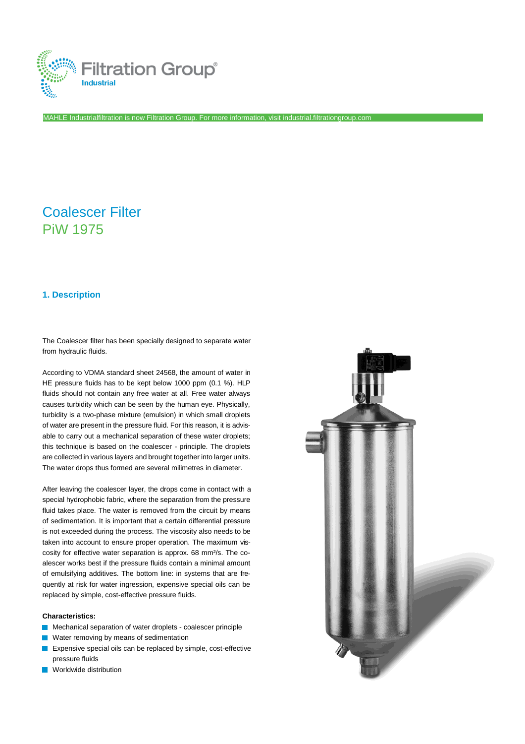Filtration Group®
Industrial

MAHLE Industrialfiltration is now Filtration Group. For more information, visit industrial.filtrationgroup.com

# Coalescer Filter
# PiW 1975

## 1. Description

The Coalescer filter has been specially designed to separate water from hydraulic fluids.

According to VDMA standard sheet 24568, the amount of water in HE pressure fluids has to be kept below 1000 ppm (0.1 %). HLP fluids should not contain any free water at all. Free water always causes turbidity which can be seen by the human eye. Physically, turbidity is a two-phase mixture (emulsion) in which small droplets of water are present in the pressure fluid. For this reason, it is advisable to carry out a mechanical separation of these water droplets; this technique is based on the coalescer - principle. The droplets are collected in various layers and brought together into larger units. The water drops thus formed are several milimetres in diameter.

After leaving the coalescer layer, the drops come in contact with a special hydrophobic fabric, where the separation from the pressure fluid takes place. The water is removed from the circuit by means of sedimentation. It is important that a certain differential pressure is not exceeded during the process. The viscosity also needs to be taken into account to ensure proper operation. The maximum viscosity for effective water separation is approx. 68 mm²/s. The coalescer works best if the pressure fluids contain a minimal amount of emulsifying additives. The bottom line: in systems that are frequently at risk for water ingression, expensive special oils can be replaced by simple, cost-effective pressure fluids.

**Characteristics:**

- Mechanical separation of water droplets - coalescer principle
- Water removing by means of sedimentation
- Expensive special oils can be replaced by simple, cost-effective pressure fluids
- Worldwide distribution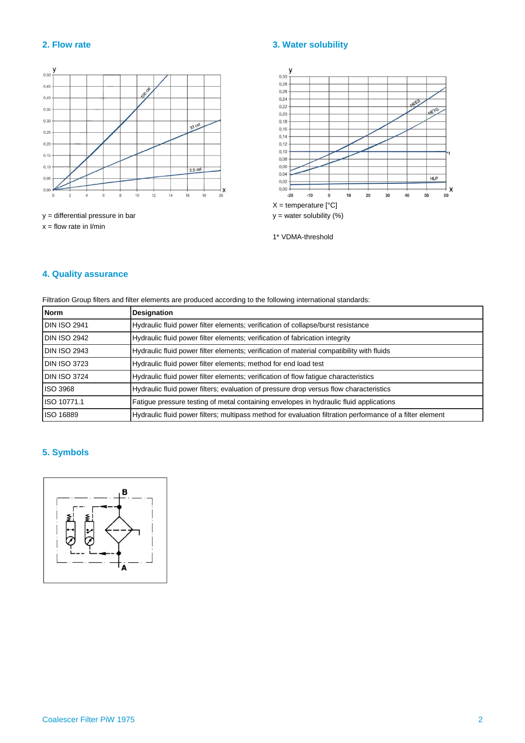## 2. Flow rate

y = differential pressure in bar
x = flow rate in l/min

## 3. Water solubility

X = temperature [°C]
y = water solubility (%)

1* VDMA-threshold

## 4. Quality assurance

Filtration Group filters and filter elements are produced according to the following international standards:

| Norm | Designation |
|---|---|
| DIN ISO 2941 | Hydraulic fluid power filter elements; verification of collapse/burst resistance |
| DIN ISO 2942 | Hydraulic fluid power filter elements; verification of fabrication integrity |
| DIN ISO 2943 | Hydraulic fluid power filter elements; verification of material compatibility with fluids |
| DIN ISO 3723 | Hydraulic fluid power filter elements; method for end load test |
| DIN ISO 3724 | Hydraulic fluid power filter elements; verification of flow fatigue characteristics |
| ISO 3968 | Hydraulic fluid power filters; evaluation of pressure drop versus flow characteristics |
| ISO 10771.1 | Fatigue pressure testing of metal containing envelopes in hydraulic fluid applications |
| ISO 16889 | Hydraulic fluid power filters; multipass method for evaluation filtration performance of a filter element |

## 5. Symbols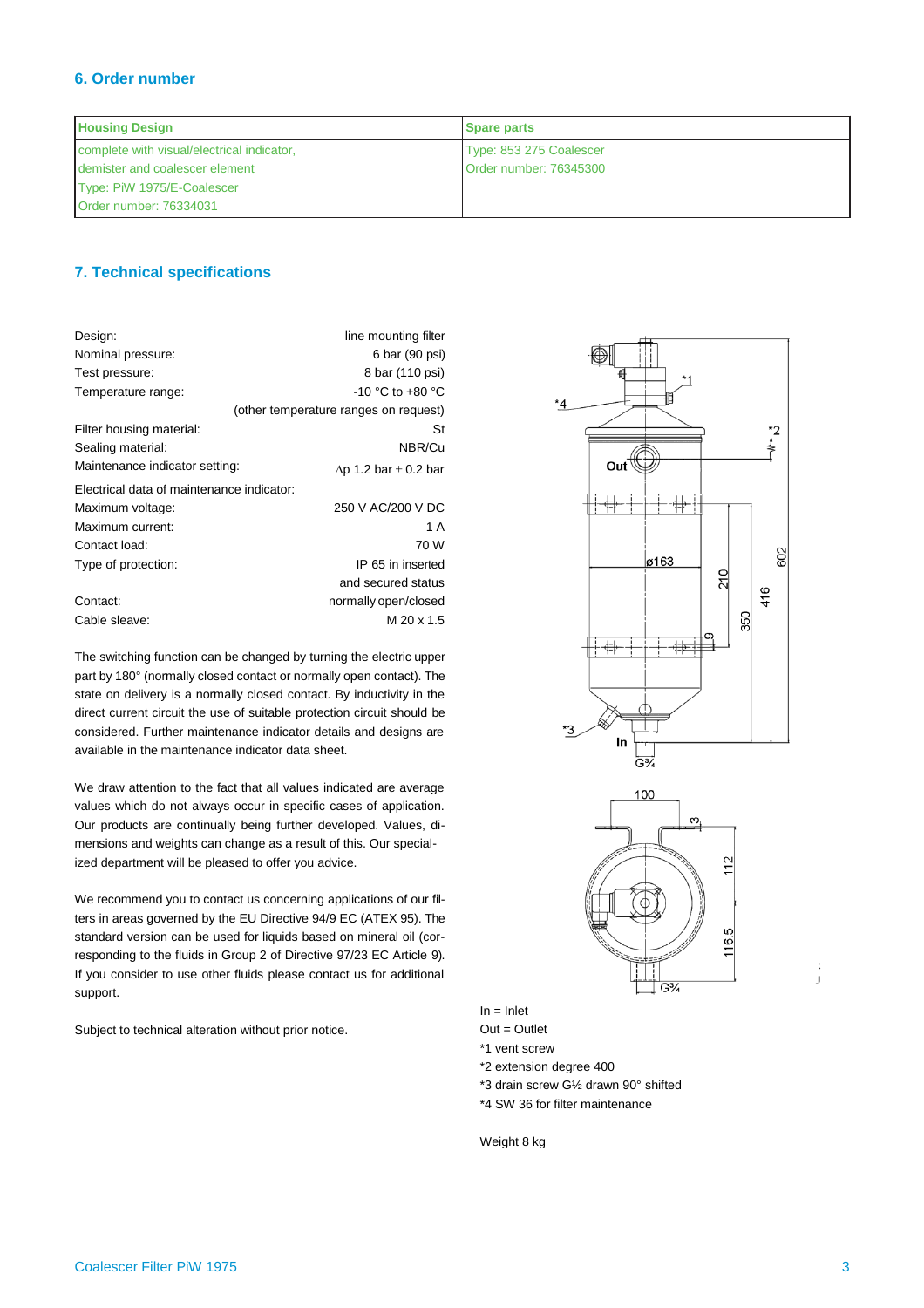## 6. Order number

| Housing Design | Spare parts |
|---|---|
| complete with visual/electrical indicator, demister and coalescer element<br>Type: PiW 1975/E-Coalescer<br>Order number: 76334031 | Type: 853 275 Coalescer<br>Order number: 76345300 |

## 7. Technical specifications

| | |
|---|---|
| Design: | line mounting filter |
| Nominal pressure: | 6 bar (90 psi) |
| Test pressure: | 8 bar (110 psi) |
| Temperature range: | -10 °C to +80 °C |
| | (other temperature ranges on request) |
| Filter housing material: | St |
| Sealing material: | NBR/Cu |
| Maintenance indicator setting: | $\Delta$p 1.2 bar $\pm$ 0.2 bar |
| Electrical data of maintenance indicator: | |
| Maximum voltage: | 250 V AC/200 V DC |
| Maximum current: | 1 A |
| Contact load: | 70 W |
| Type of protection: | IP 65 in inserted and secured status |
| Contact: | normally open/closed |
| Cable sleave: | M 20 x 1.5 |

The switching function can be changed by turning the electric upper part by 180° (normally closed contact or normally open contact). The state on delivery is a normally closed contact. By inductivity in the direct current circuit the use of suitable protection circuit should be considered. Further maintenance indicator details and designs are available in the maintenance indicator data sheet.

We draw attention to the fact that all values indicated are average values which do not always occur in specific cases of application. Our products are continually being further developed. Values, dimensions and weights can change as a result of this. Our specialized department will be pleased to offer you advice.

We recommend you to contact us concerning applications of our filters in areas governed by the EU Directive 94/9 EC (ATEX 95). The standard version can be used for liquids based on mineral oil (corresponding to the fluids in Group 2 of Directive 97/23 EC Article 9). If you consider to use other fluids please contact us for additional support.

Subject to technical alteration without prior notice.

In = Inlet
Out = Outlet
*1 vent screw
*2 extension degree 400
*3 drain screw G½ drawn 90° shifted
*4 SW 36 for filter maintenance

Weight 8 kg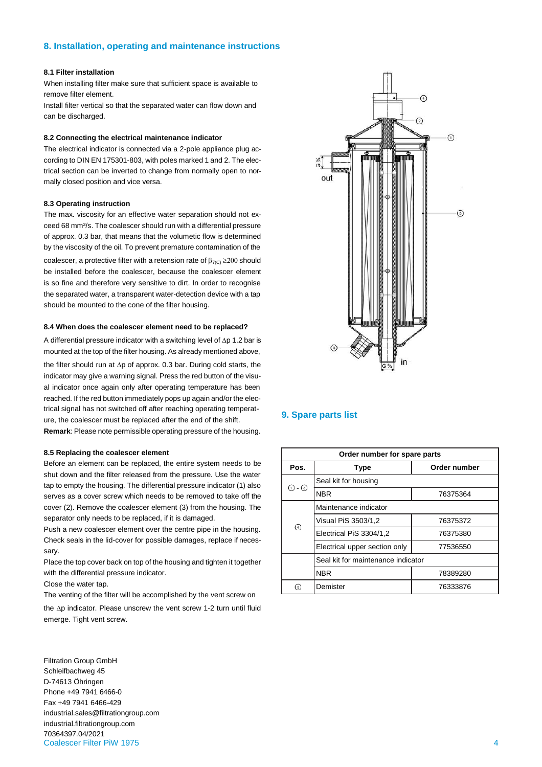## 8. Installation, operating and maintenance instructions

### 8.1 Filter installation

When installing filter make sure that sufficient space is available to remove filter element.

Install filter vertical so that the separated water can flow down and can be discharged.

### 8.2 Connecting the electrical maintenance indicator

The electrical indicator is connected via a 2-pole appliance plug according to DIN EN 175301-803, with poles marked 1 and 2. The electrical section can be inverted to change from normally open to normally closed position and vice versa.

### 8.3 Operating instruction

The max. viscosity for an effective water separation should not exceed 68 mm²/s. The coalescer should run with a differential pressure of approx. 0.3 bar, that means that the volumetric flow is determined by the viscosity of the oil. To prevent premature contamination of the coalescer, a protective filter with a retension rate of $\beta_{7(C)} \geq 200$ should be installed before the coalescer, because the coalescer element is so fine and therefore very sensitive to dirt. In order to recognise the separated water, a transparent water-detection device with a tap should be mounted to the cone of the filter housing.

### 8.4 When does the coalescer element need to be replaced?

A differential pressure indicator with a switching level of $\Delta p$ 1.2 bar is mounted at the top of the filter housing. As already mentioned above, the filter should run at $\Delta p$ of approx. 0.3 bar. During cold starts, the indicator may give a warning signal. Press the red button of the visual indicator once again only after operating temperature has been reached. If the red button immediately pops up again and/or the electrical signal has not switched off after reaching operating temperature, the coalescer must be replaced after the end of the shift.

**Remark**: Please note permissible operating pressure of the housing.

### 8.5 Replacing the coalescer element

Before an element can be replaced, the entire system needs to be shut down and the filter released from the pressure. Use the water tap to empty the housing. The differential pressure indicator (1) also serves as a cover screw which needs to be removed to take off the cover (2). Remove the coalescer element (3) from the housing. The separator only needs to be replaced, if it is damaged.

Push a new coalescer element over the centre pipe in the housing. Check seals in the lid-cover for possible damages, replace if necessary.

Place the top cover back on top of the housing and tighten it together with the differential pressure indicator.

Close the water tap.

The venting of the filter will be accomplished by the vent screw on the $\Delta p$ indicator. Please unscrew the vent screw 1-2 turn until fluid emerge. Tight vent screw.

④
②
①
G ¾
out
⑤
③
G ¾
in

## 9. Spare parts list

| Order number for spare parts | | |
|---|---|---|
| **Pos.** | **Type** | **Order number** |
| ① - ③ | Seal kit for housing | |
| | NBR | 76375364 |
| ④ | Maintenance indicator | |
| | Visual PiS 3503/1,2 | 76375372 |
| | Electrical PiS 3304/1,2 | 76375380 |
| | Electrical upper section only | 77536550 |
| | Seal kit for maintenance indicator | |
| | NBR | 78389280 |
| ⑤ | Demister | 76333876 |

Filtration Group GmbH
Schleifbachweg 45
D-74613 Öhringen
Phone +49 7941 6466-0
Fax +49 7941 6466-429
industrial.sales@filtrationgroup.com
industrial.filtrationgroup.com
70364397.04/2021